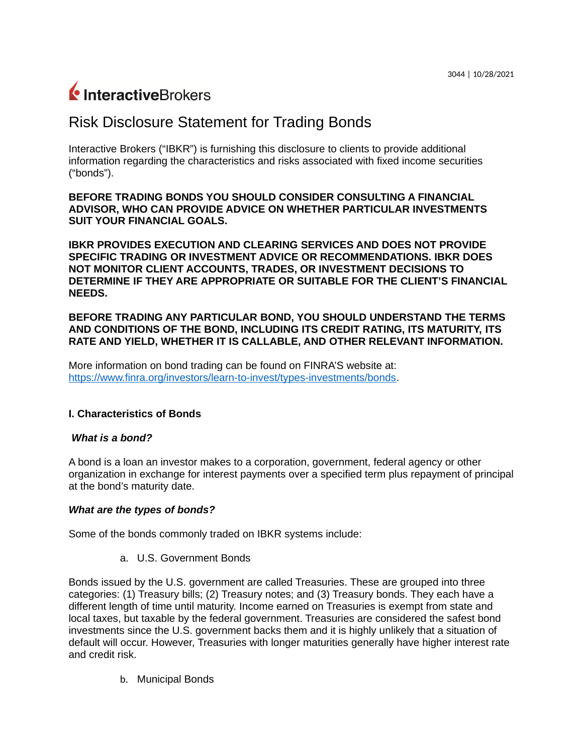3044 | 10/28/2021

InteractiveBrokers

# Risk Disclosure Statement for Trading Bonds

Interactive Brokers ("IBKR") is furnishing this disclosure to clients to provide additional information regarding the characteristics and risks associated with fixed income securities ("bonds").

**BEFORE TRADING BONDS YOU SHOULD CONSIDER CONSULTING A FINANCIAL ADVISOR, WHO CAN PROVIDE ADVICE ON WHETHER PARTICULAR INVESTMENTS SUIT YOUR FINANCIAL GOALS.**

**IBKR PROVIDES EXECUTION AND CLEARING SERVICES AND DOES NOT PROVIDE SPECIFIC TRADING OR INVESTMENT ADVICE OR RECOMMENDATIONS. IBKR DOES NOT MONITOR CLIENT ACCOUNTS, TRADES, OR INVESTMENT DECISIONS TO DETERMINE IF THEY ARE APPROPRIATE OR SUITABLE FOR THE CLIENT'S FINANCIAL NEEDS.**

**BEFORE TRADING ANY PARTICULAR BOND, YOU SHOULD UNDERSTAND THE TERMS AND CONDITIONS OF THE BOND, INCLUDING ITS CREDIT RATING, ITS MATURITY, ITS RATE AND YIELD, WHETHER IT IS CALLABLE, AND OTHER RELEVANT INFORMATION.**

More information on bond trading can be found on FINRA'S website at: https://www.finra.org/investors/learn-to-invest/types-investments/bonds.

## I. Characteristics of Bonds

***What is a bond?***

A bond is a loan an investor makes to a corporation, government, federal agency or other organization in exchange for interest payments over a specified term plus repayment of principal at the bond's maturity date.

***What are the types of bonds?***

Some of the bonds commonly traded on IBKR systems include:

a. U.S. Government Bonds

Bonds issued by the U.S. government are called Treasuries. These are grouped into three categories: (1) Treasury bills; (2) Treasury notes; and (3) Treasury bonds. They each have a different length of time until maturity. Income earned on Treasuries is exempt from state and local taxes, but taxable by the federal government. Treasuries are considered the safest bond investments since the U.S. government backs them and it is highly unlikely that a situation of default will occur. However, Treasuries with longer maturities generally have higher interest rate and credit risk.

b. Municipal Bonds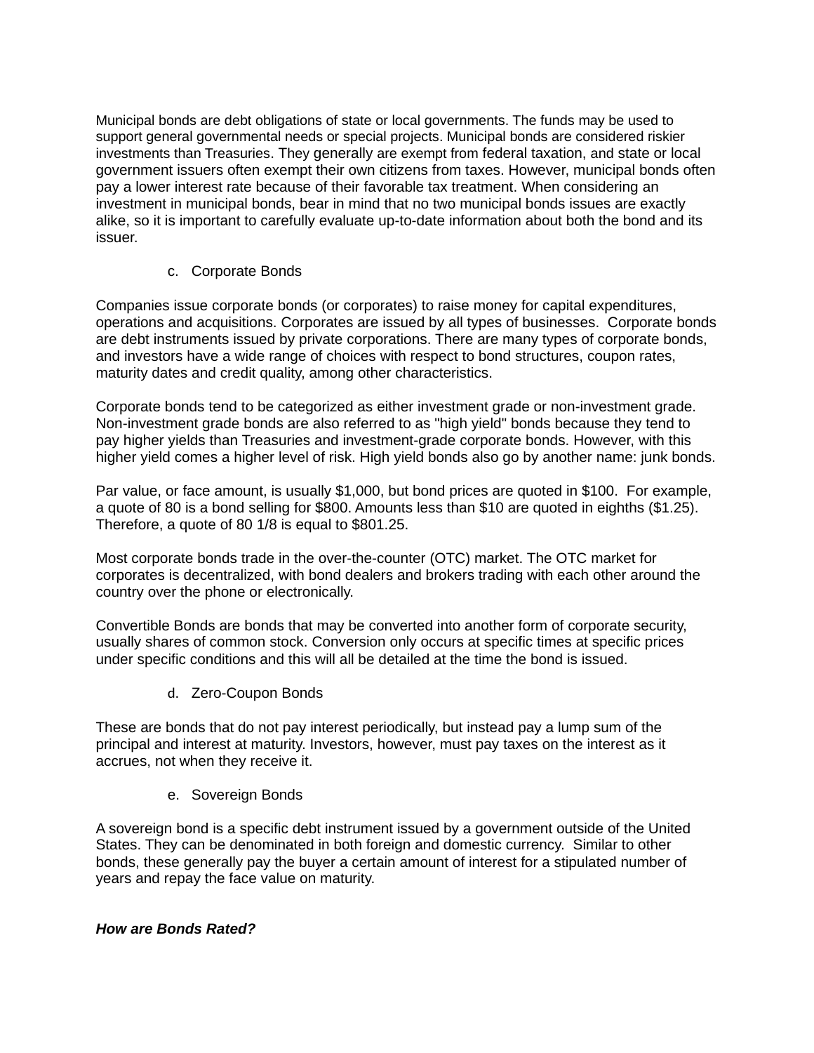Municipal bonds are debt obligations of state or local governments. The funds may be used to support general governmental needs or special projects. Municipal bonds are considered riskier investments than Treasuries. They generally are exempt from federal taxation, and state or local government issuers often exempt their own citizens from taxes. However, municipal bonds often pay a lower interest rate because of their favorable tax treatment. When considering an investment in municipal bonds, bear in mind that no two municipal bonds issues are exactly alike, so it is important to carefully evaluate up-to-date information about both the bond and its issuer.

c. Corporate Bonds

Companies issue corporate bonds (or corporates) to raise money for capital expenditures, operations and acquisitions. Corporates are issued by all types of businesses. Corporate bonds are debt instruments issued by private corporations. There are many types of corporate bonds, and investors have a wide range of choices with respect to bond structures, coupon rates, maturity dates and credit quality, among other characteristics.

Corporate bonds tend to be categorized as either investment grade or non-investment grade. Non-investment grade bonds are also referred to as "high yield" bonds because they tend to pay higher yields than Treasuries and investment-grade corporate bonds. However, with this higher yield comes a higher level of risk. High yield bonds also go by another name: junk bonds.

Par value, or face amount, is usually $1,000, but bond prices are quoted in $100. For example, a quote of 80 is a bond selling for $800. Amounts less than $10 are quoted in eighths ($1.25). Therefore, a quote of 80 1/8 is equal to $801.25.

Most corporate bonds trade in the over-the-counter (OTC) market. The OTC market for corporates is decentralized, with bond dealers and brokers trading with each other around the country over the phone or electronically.

Convertible Bonds are bonds that may be converted into another form of corporate security, usually shares of common stock. Conversion only occurs at specific times at specific prices under specific conditions and this will all be detailed at the time the bond is issued.

d. Zero-Coupon Bonds

These are bonds that do not pay interest periodically, but instead pay a lump sum of the principal and interest at maturity. Investors, however, must pay taxes on the interest as it accrues, not when they receive it.

e. Sovereign Bonds

A sovereign bond is a specific debt instrument issued by a government outside of the United States. They can be denominated in both foreign and domestic currency. Similar to other bonds, these generally pay the buyer a certain amount of interest for a stipulated number of years and repay the face value on maturity.

***How are Bonds Rated?***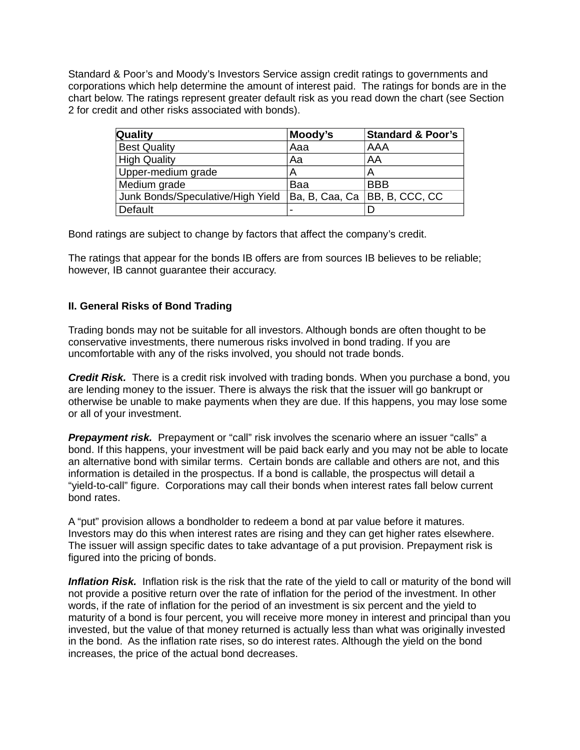Standard & Poor's and Moody's Investors Service assign credit ratings to governments and corporations which help determine the amount of interest paid. The ratings for bonds are in the chart below. The ratings represent greater default risk as you read down the chart (see Section 2 for credit and other risks associated with bonds).

| Quality | Moody's | Standard & Poor's |
|---|---|---|
| Best Quality | Aaa | AAA |
| High Quality | Aa | AA |
| Upper-medium grade | A | A |
| Medium grade | Baa | BBB |
| Junk Bonds/Speculative/High Yield | Ba, B, Caa, Ca | BB, B, CCC, CC |
| Default | - | D |

Bond ratings are subject to change by factors that affect the company's credit.

The ratings that appear for the bonds IB offers are from sources IB believes to be reliable; however, IB cannot guarantee their accuracy.

## II. General Risks of Bond Trading

Trading bonds may not be suitable for all investors. Although bonds are often thought to be conservative investments, there numerous risks involved in bond trading. If you are uncomfortable with any of the risks involved, you should not trade bonds.

***Credit Risk.*** There is a credit risk involved with trading bonds. When you purchase a bond, you are lending money to the issuer. There is always the risk that the issuer will go bankrupt or otherwise be unable to make payments when they are due. If this happens, you may lose some or all of your investment.

***Prepayment risk.*** Prepayment or "call" risk involves the scenario where an issuer "calls" a bond. If this happens, your investment will be paid back early and you may not be able to locate an alternative bond with similar terms. Certain bonds are callable and others are not, and this information is detailed in the prospectus. If a bond is callable, the prospectus will detail a "yield-to-call" figure. Corporations may call their bonds when interest rates fall below current bond rates.

A "put" provision allows a bondholder to redeem a bond at par value before it matures. Investors may do this when interest rates are rising and they can get higher rates elsewhere. The issuer will assign specific dates to take advantage of a put provision. Prepayment risk is figured into the pricing of bonds.

***Inflation Risk.*** Inflation risk is the risk that the rate of the yield to call or maturity of the bond will not provide a positive return over the rate of inflation for the period of the investment. In other words, if the rate of inflation for the period of an investment is six percent and the yield to maturity of a bond is four percent, you will receive more money in interest and principal than you invested, but the value of that money returned is actually less than what was originally invested in the bond. As the inflation rate rises, so do interest rates. Although the yield on the bond increases, the price of the actual bond decreases.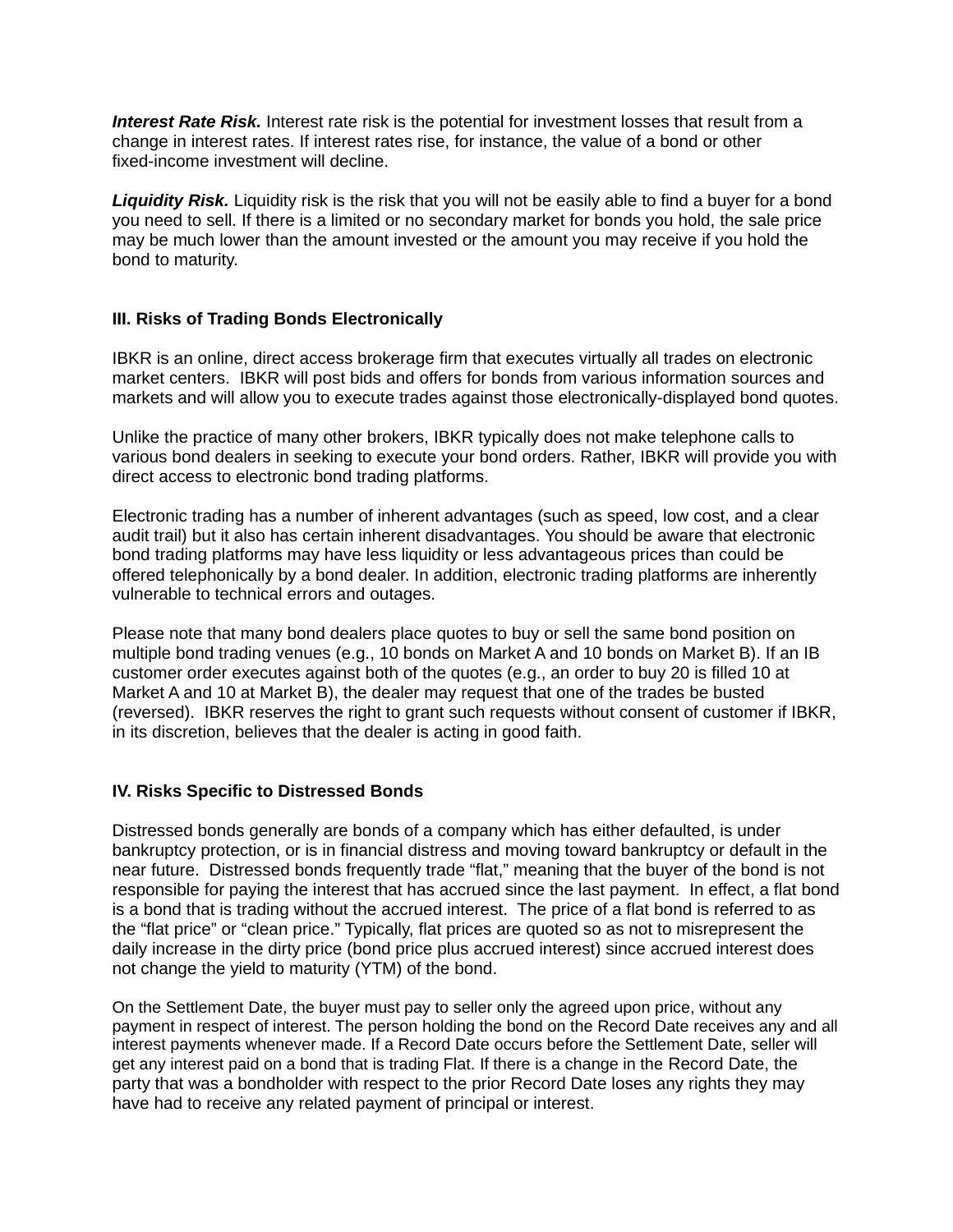***Interest Rate Risk.*** Interest rate risk is the potential for investment losses that result from a change in interest rates. If interest rates rise, for instance, the value of a bond or other fixed-income investment will decline.

***Liquidity Risk.*** Liquidity risk is the risk that you will not be easily able to find a buyer for a bond you need to sell. If there is a limited or no secondary market for bonds you hold, the sale price may be much lower than the amount invested or the amount you may receive if you hold the bond to maturity.

## III. Risks of Trading Bonds Electronically

IBKR is an online, direct access brokerage firm that executes virtually all trades on electronic market centers. IBKR will post bids and offers for bonds from various information sources and markets and will allow you to execute trades against those electronically-displayed bond quotes.

Unlike the practice of many other brokers, IBKR typically does not make telephone calls to various bond dealers in seeking to execute your bond orders. Rather, IBKR will provide you with direct access to electronic bond trading platforms.

Electronic trading has a number of inherent advantages (such as speed, low cost, and a clear audit trail) but it also has certain inherent disadvantages. You should be aware that electronic bond trading platforms may have less liquidity or less advantageous prices than could be offered telephonically by a bond dealer. In addition, electronic trading platforms are inherently vulnerable to technical errors and outages.

Please note that many bond dealers place quotes to buy or sell the same bond position on multiple bond trading venues (e.g., 10 bonds on Market A and 10 bonds on Market B). If an IB customer order executes against both of the quotes (e.g., an order to buy 20 is filled 10 at Market A and 10 at Market B), the dealer may request that one of the trades be busted (reversed). IBKR reserves the right to grant such requests without consent of customer if IBKR, in its discretion, believes that the dealer is acting in good faith.

## IV. Risks Specific to Distressed Bonds

Distressed bonds generally are bonds of a company which has either defaulted, is under bankruptcy protection, or is in financial distress and moving toward bankruptcy or default in the near future. Distressed bonds frequently trade "flat," meaning that the buyer of the bond is not responsible for paying the interest that has accrued since the last payment. In effect, a flat bond is a bond that is trading without the accrued interest. The price of a flat bond is referred to as the "flat price" or "clean price." Typically, flat prices are quoted so as not to misrepresent the daily increase in the dirty price (bond price plus accrued interest) since accrued interest does not change the yield to maturity (YTM) of the bond.

On the Settlement Date, the buyer must pay to seller only the agreed upon price, without any payment in respect of interest. The person holding the bond on the Record Date receives any and all interest payments whenever made. If a Record Date occurs before the Settlement Date, seller will get any interest paid on a bond that is trading Flat. If there is a change in the Record Date, the party that was a bondholder with respect to the prior Record Date loses any rights they may have had to receive any related payment of principal or interest.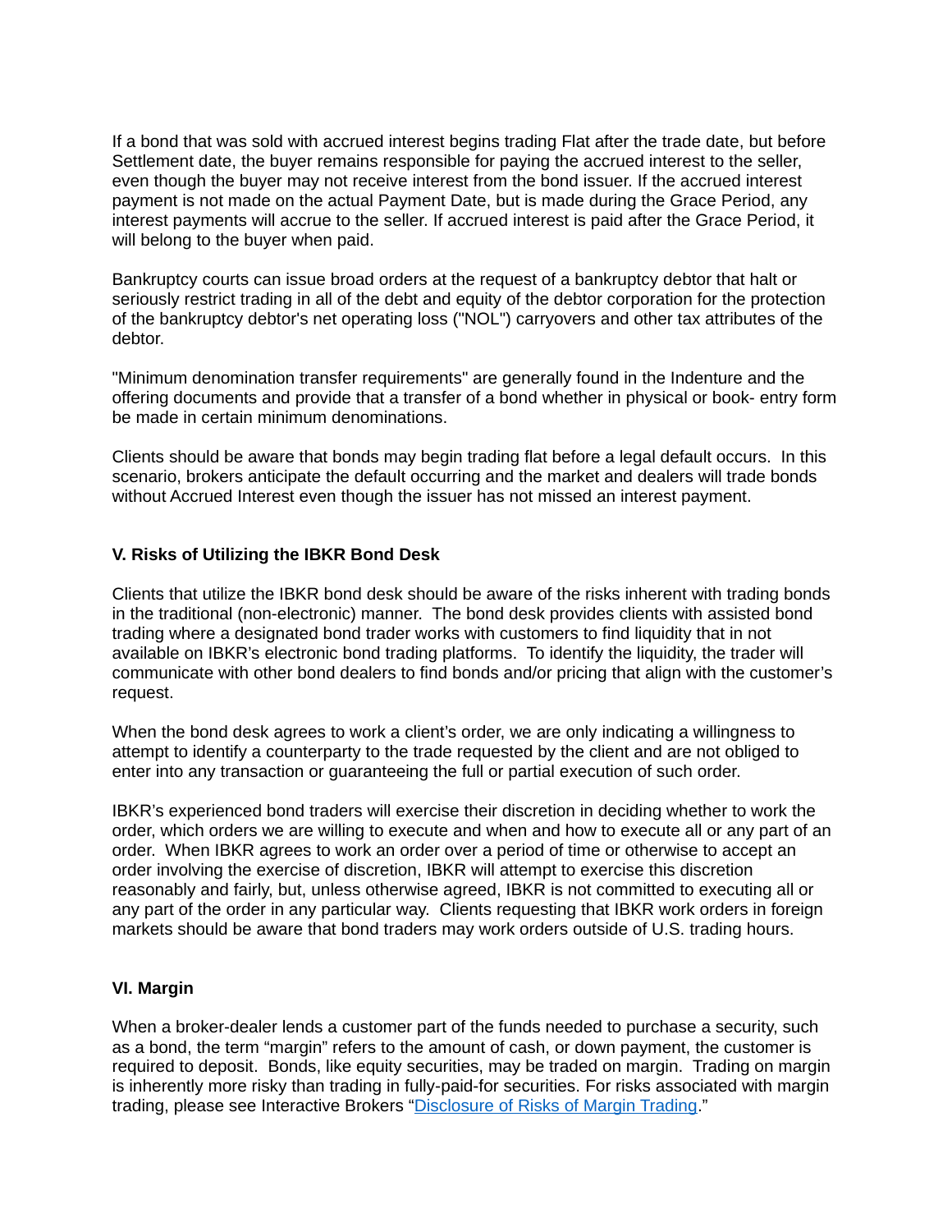If a bond that was sold with accrued interest begins trading Flat after the trade date, but before Settlement date, the buyer remains responsible for paying the accrued interest to the seller, even though the buyer may not receive interest from the bond issuer. If the accrued interest payment is not made on the actual Payment Date, but is made during the Grace Period, any interest payments will accrue to the seller. If accrued interest is paid after the Grace Period, it will belong to the buyer when paid.

Bankruptcy courts can issue broad orders at the request of a bankruptcy debtor that halt or seriously restrict trading in all of the debt and equity of the debtor corporation for the protection of the bankruptcy debtor's net operating loss ("NOL") carryovers and other tax attributes of the debtor.

"Minimum denomination transfer requirements" are generally found in the Indenture and the offering documents and provide that a transfer of a bond whether in physical or book- entry form be made in certain minimum denominations.

Clients should be aware that bonds may begin trading flat before a legal default occurs. In this scenario, brokers anticipate the default occurring and the market and dealers will trade bonds without Accrued Interest even though the issuer has not missed an interest payment.

## V. Risks of Utilizing the IBKR Bond Desk

Clients that utilize the IBKR bond desk should be aware of the risks inherent with trading bonds in the traditional (non-electronic) manner. The bond desk provides clients with assisted bond trading where a designated bond trader works with customers to find liquidity that in not available on IBKR's electronic bond trading platforms. To identify the liquidity, the trader will communicate with other bond dealers to find bonds and/or pricing that align with the customer's request.

When the bond desk agrees to work a client's order, we are only indicating a willingness to attempt to identify a counterparty to the trade requested by the client and are not obliged to enter into any transaction or guaranteeing the full or partial execution of such order.

IBKR's experienced bond traders will exercise their discretion in deciding whether to work the order, which orders we are willing to execute and when and how to execute all or any part of an order. When IBKR agrees to work an order over a period of time or otherwise to accept an order involving the exercise of discretion, IBKR will attempt to exercise this discretion reasonably and fairly, but, unless otherwise agreed, IBKR is not committed to executing all or any part of the order in any particular way. Clients requesting that IBKR work orders in foreign markets should be aware that bond traders may work orders outside of U.S. trading hours.

## VI. Margin

When a broker-dealer lends a customer part of the funds needed to purchase a security, such as a bond, the term "margin" refers to the amount of cash, or down payment, the customer is required to deposit. Bonds, like equity securities, may be traded on margin. Trading on margin is inherently more risky than trading in fully-paid-for securities. For risks associated with margin trading, please see Interactive Brokers "Disclosure of Risks of Margin Trading."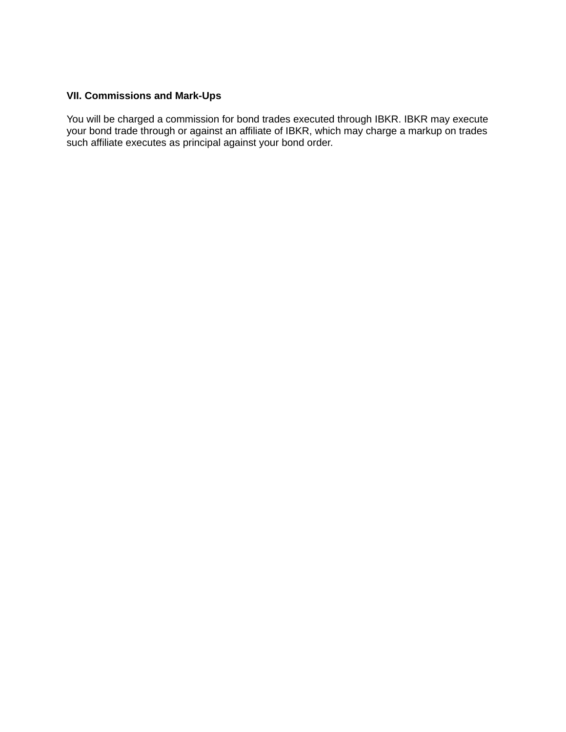## VII. Commissions and Mark-Ups

You will be charged a commission for bond trades executed through IBKR. IBKR may execute your bond trade through or against an affiliate of IBKR, which may charge a markup on trades such affiliate executes as principal against your bond order.